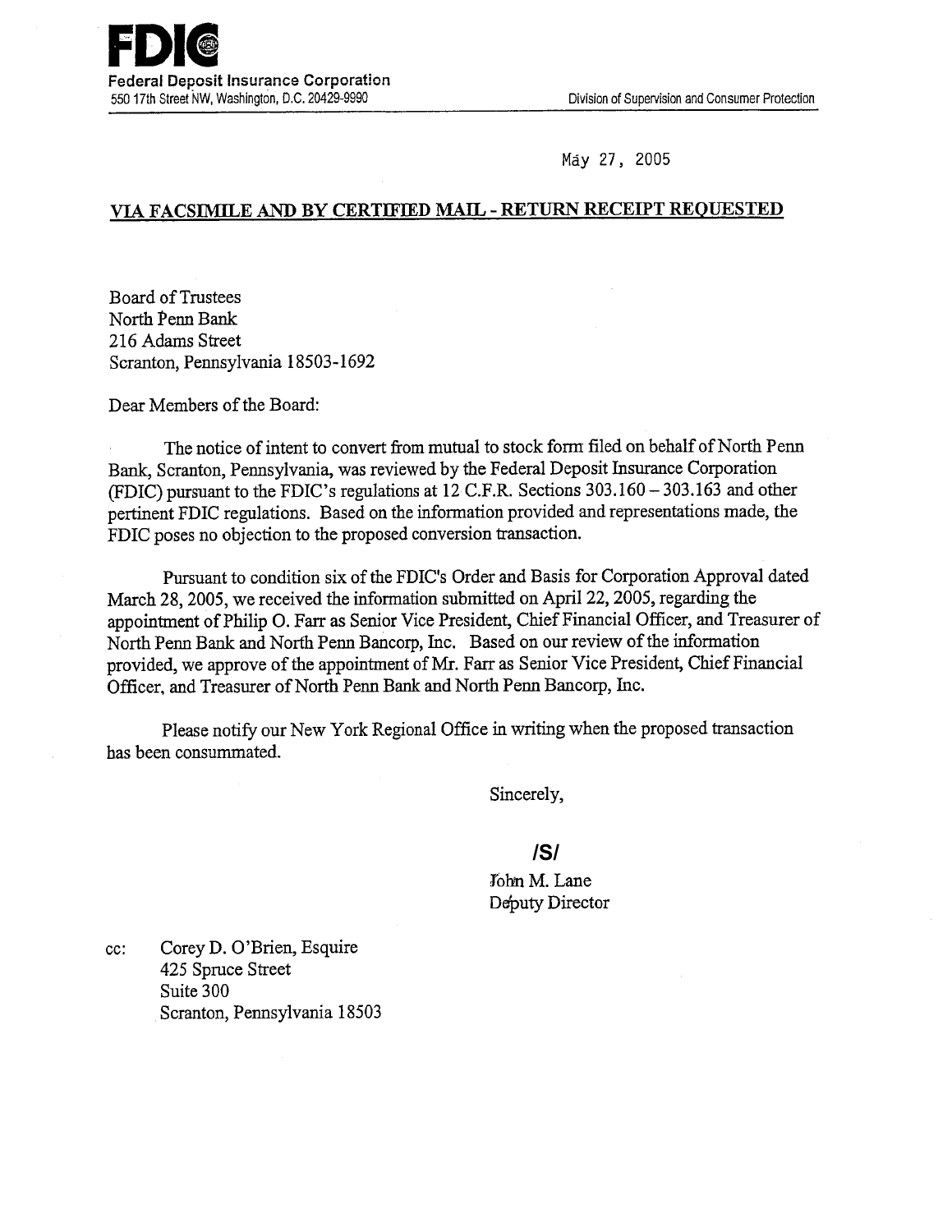**FDIC**
**Federal Deposit Insurance Corporation**
550 17th Street NW, Washington, D.C. 20429-9990

Division of Supervision and Consumer Protection

May 27, 2005

**VIA FACSIMILE AND BY CERTIFIED MAIL - RETURN RECEIPT REQUESTED**

Board of Trustees
North Penn Bank
216 Adams Street
Scranton, Pennsylvania 18503-1692

Dear Members of the Board:

The notice of intent to convert from mutual to stock form filed on behalf of North Penn Bank, Scranton, Pennsylvania, was reviewed by the Federal Deposit Insurance Corporation (FDIC) pursuant to the FDIC's regulations at 12 C.F.R. Sections 303.160 – 303.163 and other pertinent FDIC regulations. Based on the information provided and representations made, the FDIC poses no objection to the proposed conversion transaction.

Pursuant to condition six of the FDIC's Order and Basis for Corporation Approval dated March 28, 2005, we received the information submitted on April 22, 2005, regarding the appointment of Philip O. Farr as Senior Vice President, Chief Financial Officer, and Treasurer of North Penn Bank and North Penn Bancorp, Inc. Based on our review of the information provided, we approve of the appointment of Mr. Farr as Senior Vice President, Chief Financial Officer, and Treasurer of North Penn Bank and North Penn Bancorp, Inc.

Please notify our New York Regional Office in writing when the proposed transaction has been consummated.

Sincerely,

/S/

John M. Lane
Deputy Director

cc: Corey D. O'Brien, Esquire
425 Spruce Street
Suite 300
Scranton, Pennsylvania 18503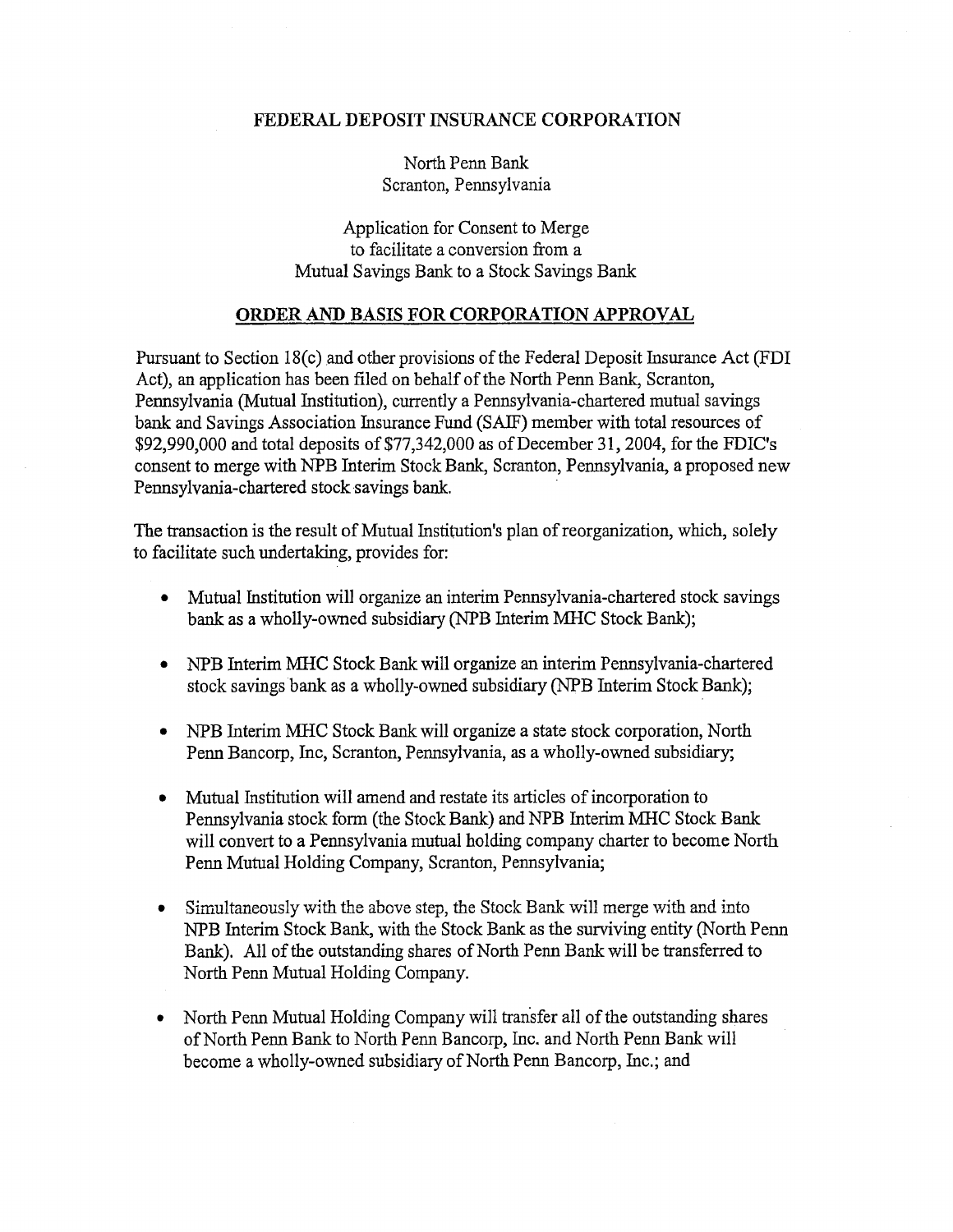**FEDERAL DEPOSIT INSURANCE CORPORATION**

North Penn Bank
Scranton, Pennsylvania

Application for Consent to Merge
to facilitate a conversion from a
Mutual Savings Bank to a Stock Savings Bank

**ORDER AND BASIS FOR CORPORATION APPROVAL**

Pursuant to Section 18(c) and other provisions of the Federal Deposit Insurance Act (FDI Act), an application has been filed on behalf of the North Penn Bank, Scranton, Pennsylvania (Mutual Institution), currently a Pennsylvania-chartered mutual savings bank and Savings Association Insurance Fund (SAIF) member with total resources of $92,990,000 and total deposits of $77,342,000 as of December 31, 2004, for the FDIC's consent to merge with NPB Interim Stock Bank, Scranton, Pennsylvania, a proposed new Pennsylvania-chartered stock savings bank.

The transaction is the result of Mutual Institution's plan of reorganization, which, solely to facilitate such undertaking, provides for:

- Mutual Institution will organize an interim Pennsylvania-chartered stock savings bank as a wholly-owned subsidiary (NPB Interim MHC Stock Bank);
- NPB Interim MHC Stock Bank will organize an interim Pennsylvania-chartered stock savings bank as a wholly-owned subsidiary (NPB Interim Stock Bank);
- NPB Interim MHC Stock Bank will organize a state stock corporation, North Penn Bancorp, Inc, Scranton, Pennsylvania, as a wholly-owned subsidiary;
- Mutual Institution will amend and restate its articles of incorporation to Pennsylvania stock form (the Stock Bank) and NPB Interim MHC Stock Bank will convert to a Pennsylvania mutual holding company charter to become North Penn Mutual Holding Company, Scranton, Pennsylvania;
- Simultaneously with the above step, the Stock Bank will merge with and into NPB Interim Stock Bank, with the Stock Bank as the surviving entity (North Penn Bank). All of the outstanding shares of North Penn Bank will be transferred to North Penn Mutual Holding Company.
- North Penn Mutual Holding Company will transfer all of the outstanding shares of North Penn Bank to North Penn Bancorp, Inc. and North Penn Bank will become a wholly-owned subsidiary of North Penn Bancorp, Inc.; and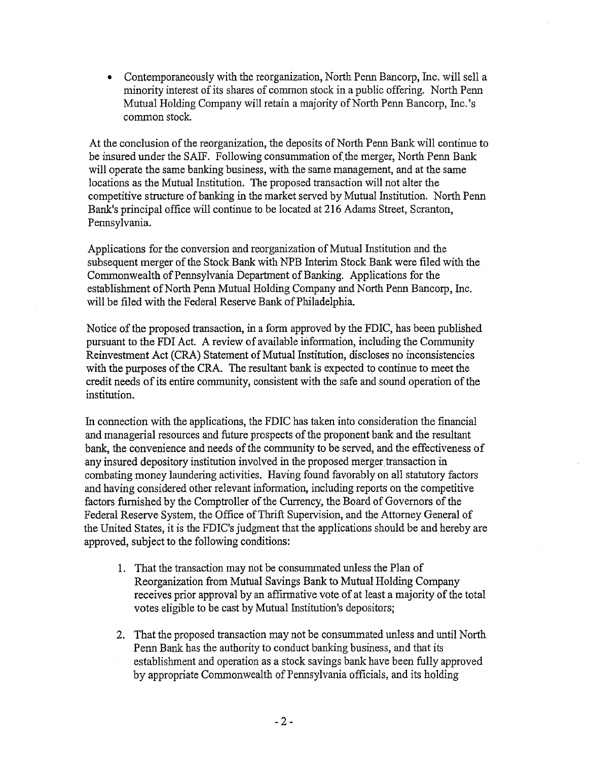- Contemporaneously with the reorganization, North Penn Bancorp, Inc. will sell a minority interest of its shares of common stock in a public offering. North Penn Mutual Holding Company will retain a majority of North Penn Bancorp, Inc.'s common stock.

At the conclusion of the reorganization, the deposits of North Penn Bank will continue to be insured under the SAIF. Following consummation of the merger, North Penn Bank will operate the same banking business, with the same management, and at the same locations as the Mutual Institution. The proposed transaction will not alter the competitive structure of banking in the market served by Mutual Institution. North Penn Bank's principal office will continue to be located at 216 Adams Street, Scranton, Pennsylvania.

Applications for the conversion and reorganization of Mutual Institution and the subsequent merger of the Stock Bank with NPB Interim Stock Bank were filed with the Commonwealth of Pennsylvania Department of Banking. Applications for the establishment of North Penn Mutual Holding Company and North Penn Bancorp, Inc. will be filed with the Federal Reserve Bank of Philadelphia.

Notice of the proposed transaction, in a form approved by the FDIC, has been published pursuant to the FDI Act. A review of available information, including the Community Reinvestment Act (CRA) Statement of Mutual Institution, discloses no inconsistencies with the purposes of the CRA. The resultant bank is expected to continue to meet the credit needs of its entire community, consistent with the safe and sound operation of the institution.

In connection with the applications, the FDIC has taken into consideration the financial and managerial resources and future prospects of the proponent bank and the resultant bank, the convenience and needs of the community to be served, and the effectiveness of any insured depository institution involved in the proposed merger transaction in combating money laundering activities. Having found favorably on all statutory factors and having considered other relevant information, including reports on the competitive factors furnished by the Comptroller of the Currency, the Board of Governors of the Federal Reserve System, the Office of Thrift Supervision, and the Attorney General of the United States, it is the FDIC's judgment that the applications should be and hereby are approved, subject to the following conditions:

1. That the transaction may not be consummated unless the Plan of Reorganization from Mutual Savings Bank to Mutual Holding Company receives prior approval by an affirmative vote of at least a majority of the total votes eligible to be cast by Mutual Institution's depositors;

2. That the proposed transaction may not be consummated unless and until North Penn Bank has the authority to conduct banking business, and that its establishment and operation as a stock savings bank have been fully approved by appropriate Commonwealth of Pennsylvania officials, and its holding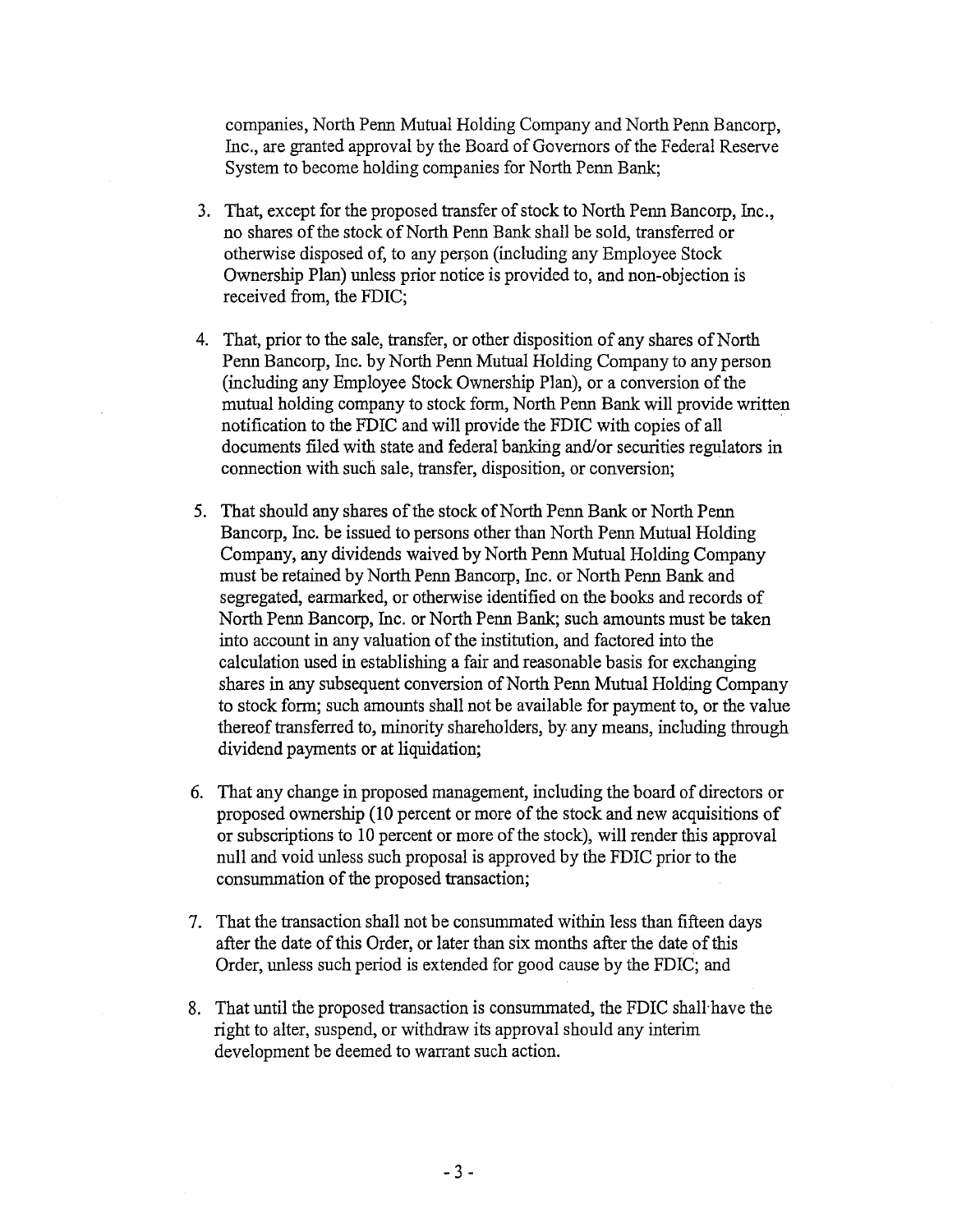companies, North Penn Mutual Holding Company and North Penn Bancorp, Inc., are granted approval by the Board of Governors of the Federal Reserve System to become holding companies for North Penn Bank;

3. That, except for the proposed transfer of stock to North Penn Bancorp, Inc., no shares of the stock of North Penn Bank shall be sold, transferred or otherwise disposed of, to any person (including any Employee Stock Ownership Plan) unless prior notice is provided to, and non-objection is received from, the FDIC;

4. That, prior to the sale, transfer, or other disposition of any shares of North Penn Bancorp, Inc. by North Penn Mutual Holding Company to any person (including any Employee Stock Ownership Plan), or a conversion of the mutual holding company to stock form, North Penn Bank will provide written notification to the FDIC and will provide the FDIC with copies of all documents filed with state and federal banking and/or securities regulators in connection with such sale, transfer, disposition, or conversion;

5. That should any shares of the stock of North Penn Bank or North Penn Bancorp, Inc. be issued to persons other than North Penn Mutual Holding Company, any dividends waived by North Penn Mutual Holding Company must be retained by North Penn Bancorp, Inc. or North Penn Bank and segregated, earmarked, or otherwise identified on the books and records of North Penn Bancorp, Inc. or North Penn Bank; such amounts must be taken into account in any valuation of the institution, and factored into the calculation used in establishing a fair and reasonable basis for exchanging shares in any subsequent conversion of North Penn Mutual Holding Company to stock form; such amounts shall not be available for payment to, or the value thereof transferred to, minority shareholders, by any means, including through dividend payments or at liquidation;

6. That any change in proposed management, including the board of directors or proposed ownership (10 percent or more of the stock and new acquisitions of or subscriptions to 10 percent or more of the stock), will render this approval null and void unless such proposal is approved by the FDIC prior to the consummation of the proposed transaction;

7. That the transaction shall not be consummated within less than fifteen days after the date of this Order, or later than six months after the date of this Order, unless such period is extended for good cause by the FDIC; and

8. That until the proposed transaction is consummated, the FDIC shall have the right to alter, suspend, or withdraw its approval should any interim development be deemed to warrant such action.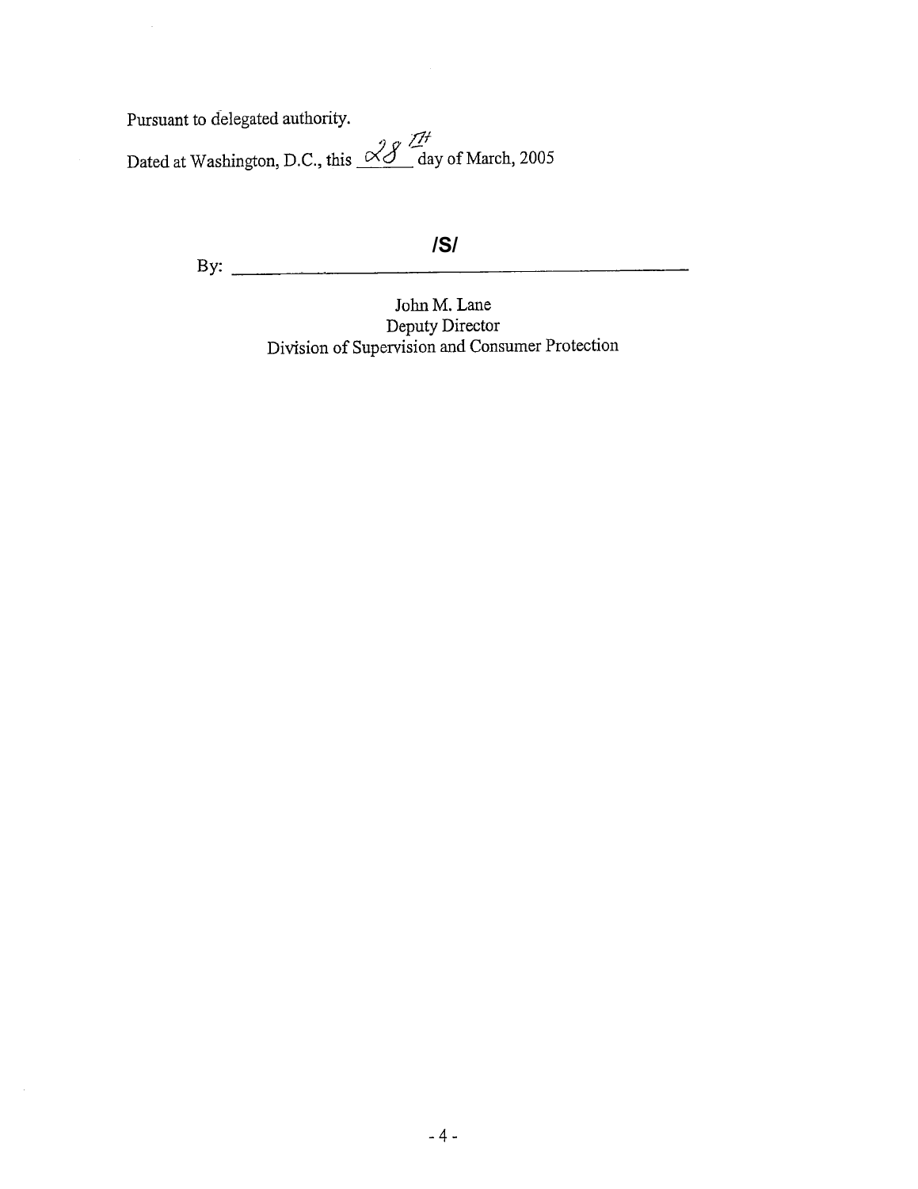Pursuant to delegated authority.

Dated at Washington, D.C., this 28th day of March, 2005

By: /S/

John M. Lane
Deputy Director
Division of Supervision and Consumer Protection